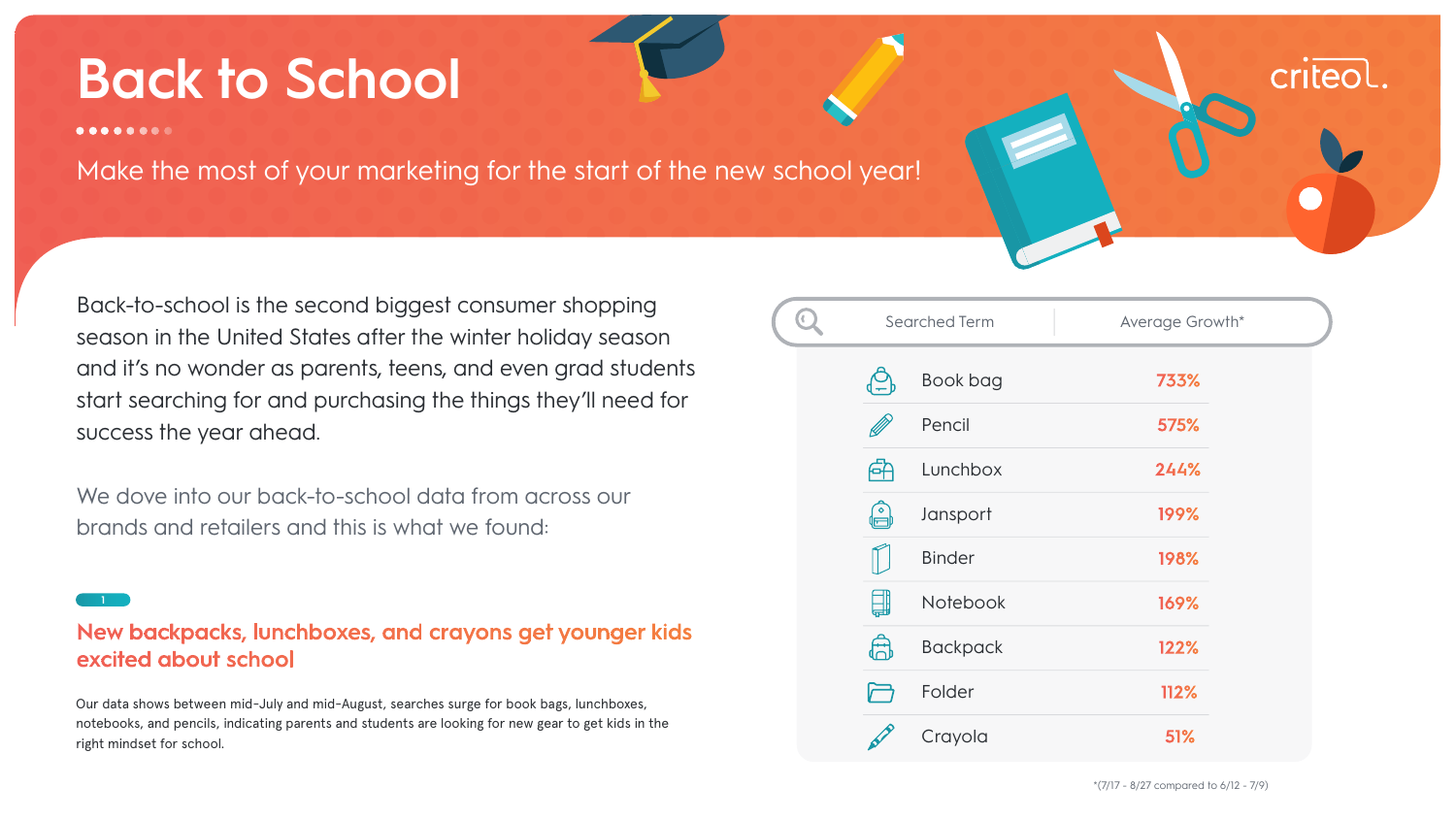# Back to School

Make the most of your marketing for the start of the new school year!

Back-to-school is the second biggest consumer shopping season in the United States after the winter holiday season and it's no wonder as parents, teens, and even grad students start searching for and purchasing the things they'll need for success the year ahead.

We dove into our back-to-school data from across our brands and retailers and this is what we found:

1

## New backpacks, lunchboxes, and crayons get younger kids excited about school

Our data shows between mid-July and mid-August, searches surge for book bags, lunchboxes, notebooks, and pencils, indicating parents and students are looking for new gear to get kids in the right mindset for school.

| Searched Term | Average Growth* |
|---|---|
| Book bag | 733% |
| Pencil | 575% |
| Lunchbox | 244% |
| Jansport | 199% |
| Binder | 198% |
| Notebook | 169% |
| Backpack | 122% |
| Folder | 112% |
| Crayola | 51% |

*(7/17 - 8/27 compared to 6/12 - 7/9)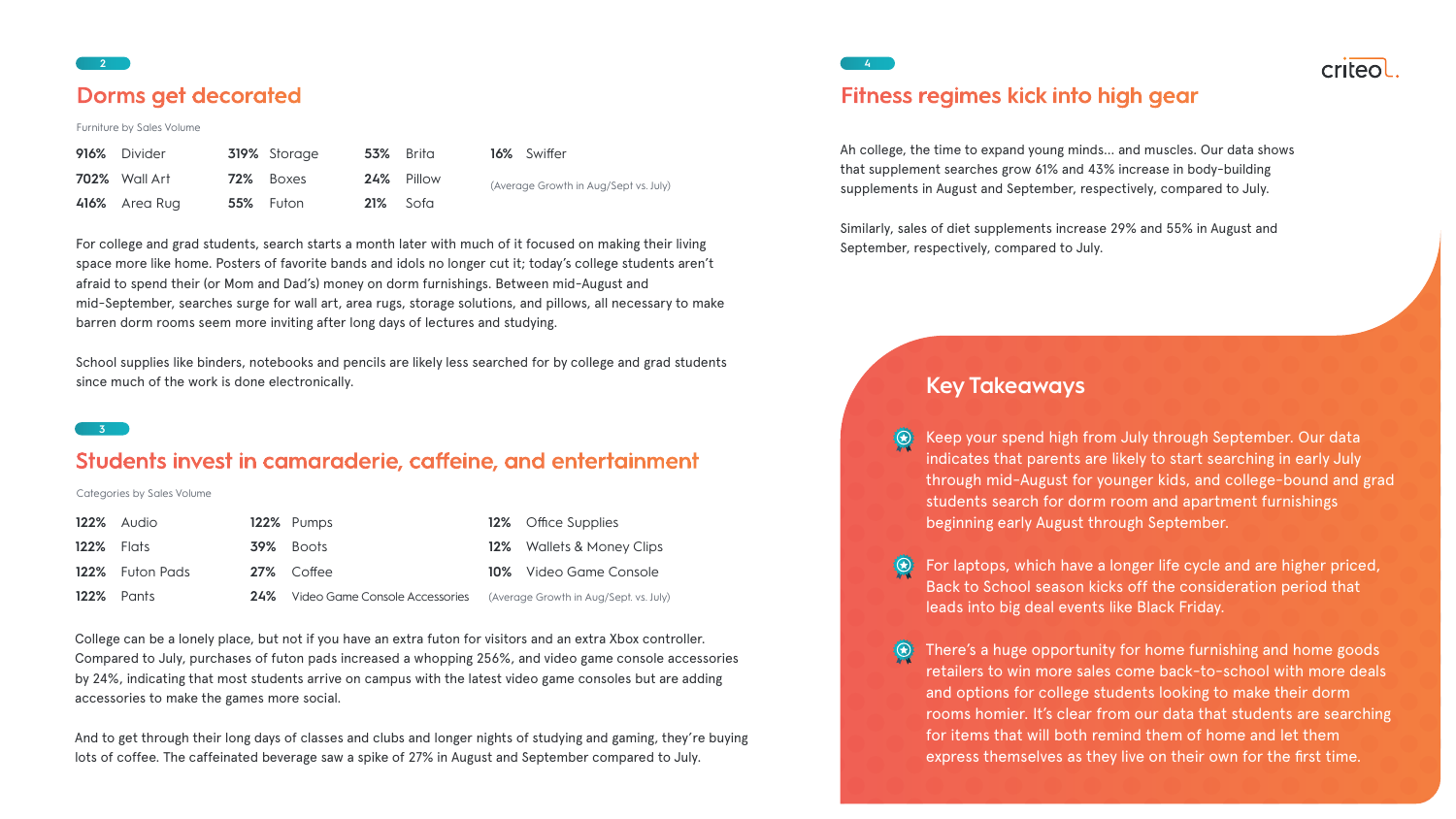2

## Dorms get decorated

Furniture by Sales Volume

| | | | | | | | |
|---|---|---|---|---|---|---|---|
| **916%** | Divider | **319%** | Storage | **53%** | Brita | **16%** | Swiffer |
| **702%** | Wall Art | **72%** | Boxes | **24%** | Pillow | | (Average Growth in Aug/Sept vs. July) |
| **416%** | Area Rug | **55%** | Futon | **21%** | Sofa | | |

For college and grad students, search starts a month later with much of it focused on making their living space more like home. Posters of favorite bands and idols no longer cut it; today's college students aren't afraid to spend their (or Mom and Dad's) money on dorm furnishings. Between mid-August and mid-September, searches surge for wall art, area rugs, storage solutions, and pillows, all necessary to make barren dorm rooms seem more inviting after long days of lectures and studying.

School supplies like binders, notebooks and pencils are likely less searched for by college and grad students since much of the work is done electronically.

3

## Students invest in camaraderie, caffeine, and entertainment

Categories by Sales Volume

| | | | | | |
|---|---|---|---|---|---|
| **122%** | Audio | **122%** | Pumps | **12%** | Office Supplies |
| **122%** | Flats | **39%** | Boots | **12%** | Wallets & Money Clips |
| **122%** | Futon Pads | **27%** | Coffee | **10%** | Video Game Console |
| **122%** | Pants | **24%** | Video Game Console Accessories | | (Average Growth in Aug/Sept. vs. July) |

College can be a lonely place, but not if you have an extra futon for visitors and an extra Xbox controller. Compared to July, purchases of futon pads increased a whopping 256%, and video game console accessories by 24%, indicating that most students arrive on campus with the latest video game consoles but are adding accessories to make the games more social.

And to get through their long days of classes and clubs and longer nights of studying and gaming, they're buying lots of coffee. The caffeinated beverage saw a spike of 27% in August and September compared to July.

4

## Fitness regimes kick into high gear

Ah college, the time to expand young minds... and muscles. Our data shows that supplement searches grow 61% and 43% increase in body-building supplements in August and September, respectively, compared to July.

Similarly, sales of diet supplements increase 29% and 55% in August and September, respectively, compared to July.

## Key Takeaways

- Keep your spend high from July through September. Our data indicates that parents are likely to start searching in early July through mid-August for younger kids, and college-bound and grad students search for dorm room and apartment furnishings beginning early August through September.
- For laptops, which have a longer life cycle and are higher priced, Back to School season kicks off the consideration period that leads into big deal events like Black Friday.
- There's a huge opportunity for home furnishing and home goods retailers to win more sales come back-to-school with more deals and options for college students looking to make their dorm rooms homier. It's clear from our data that students are searching for items that will both remind them of home and let them express themselves as they live on their own for the first time.